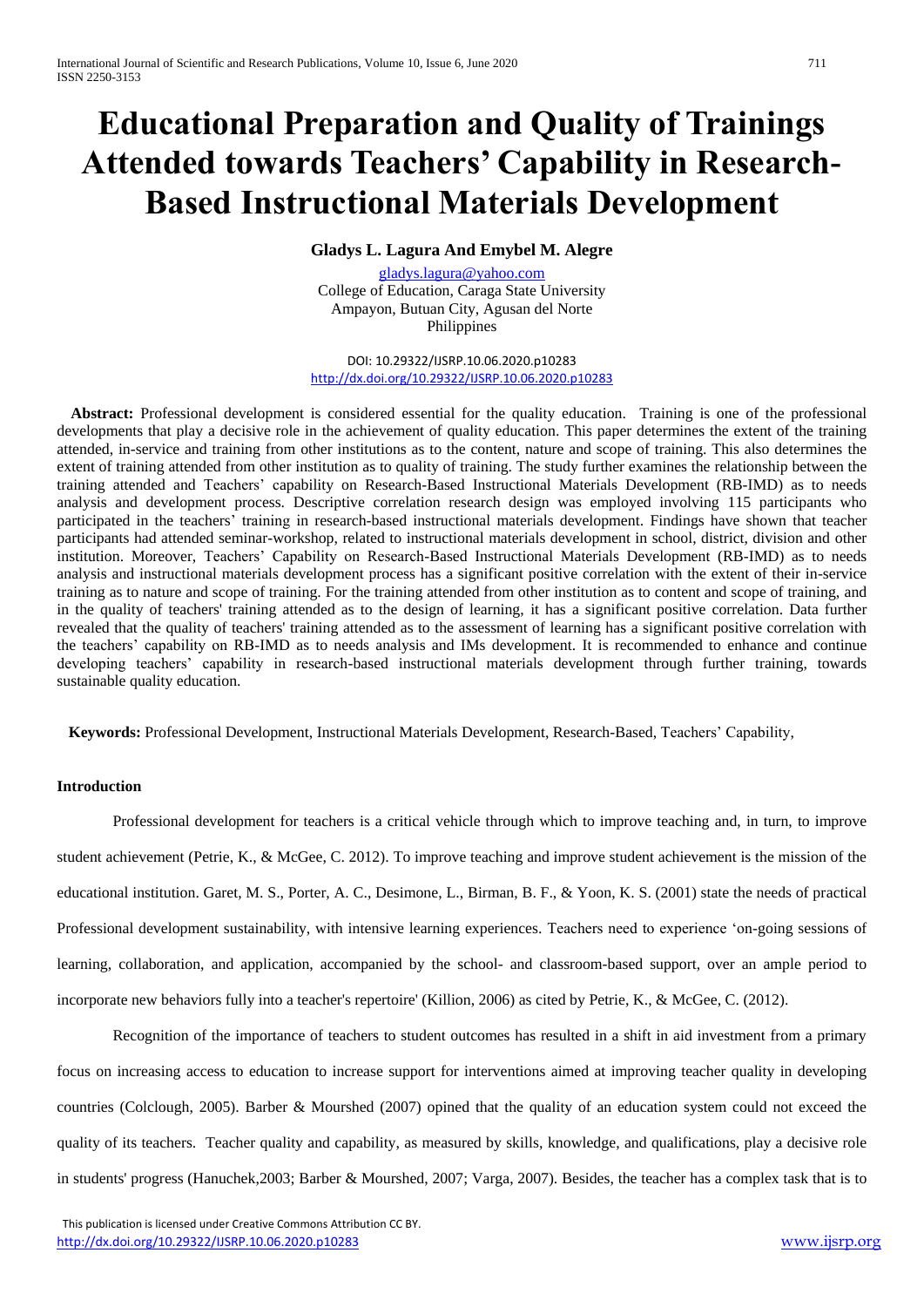# Educational Preparation and Quality of Trainings Attended towards Teachers' Capability in Research-Based Instructional Materials Development

**Gladys L. Lagura And Emybel M. Alegre**

gladys.lagura@yahoo.com
College of Education, Caraga State University
Ampayon, Butuan City, Agusan del Norte
Philippines

DOI: 10.29322/IJSRP.10.06.2020.p10283
http://dx.doi.org/10.29322/IJSRP.10.06.2020.p10283

**Abstract:** Professional development is considered essential for the quality education. Training is one of the professional developments that play a decisive role in the achievement of quality education. This paper determines the extent of the training attended, in-service and training from other institutions as to the content, nature and scope of training. This also determines the extent of training attended from other institution as to quality of training. The study further examines the relationship between the training attended and Teachers' capability on Research-Based Instructional Materials Development (RB-IMD) as to needs analysis and development process. Descriptive correlation research design was employed involving 115 participants who participated in the teachers' training in research-based instructional materials development. Findings have shown that teacher participants had attended seminar-workshop, related to instructional materials development in school, district, division and other institution. Moreover, Teachers' Capability on Research-Based Instructional Materials Development (RB-IMD) as to needs analysis and instructional materials development process has a significant positive correlation with the extent of their in-service training as to nature and scope of training. For the training attended from other institution as to content and scope of training, and in the quality of teachers' training attended as to the design of learning, it has a significant positive correlation. Data further revealed that the quality of teachers' training attended as to the assessment of learning has a significant positive correlation with the teachers' capability on RB-IMD as to needs analysis and IMs development. It is recommended to enhance and continue developing teachers' capability in research-based instructional materials development through further training, towards sustainable quality education.

**Keywords:** Professional Development, Instructional Materials Development, Research-Based, Teachers' Capability,

## Introduction

Professional development for teachers is a critical vehicle through which to improve teaching and, in turn, to improve student achievement (Petrie, K., & McGee, C. 2012). To improve teaching and improve student achievement is the mission of the educational institution. Garet, M. S., Porter, A. C., Desimone, L., Birman, B. F., & Yoon, K. S. (2001) state the needs of practical Professional development sustainability, with intensive learning experiences. Teachers need to experience 'on-going sessions of learning, collaboration, and application, accompanied by the school- and classroom-based support, over an ample period to incorporate new behaviors fully into a teacher's repertoire' (Killion, 2006) as cited by Petrie, K., & McGee, C. (2012).

Recognition of the importance of teachers to student outcomes has resulted in a shift in aid investment from a primary focus on increasing access to education to increase support for interventions aimed at improving teacher quality in developing countries (Colclough, 2005). Barber & Mourshed (2007) opined that the quality of an education system could not exceed the quality of its teachers. Teacher quality and capability, as measured by skills, knowledge, and qualifications, play a decisive role in students' progress (Hanuchek,2003; Barber & Mourshed, 2007; Varga, 2007). Besides, the teacher has a complex task that is to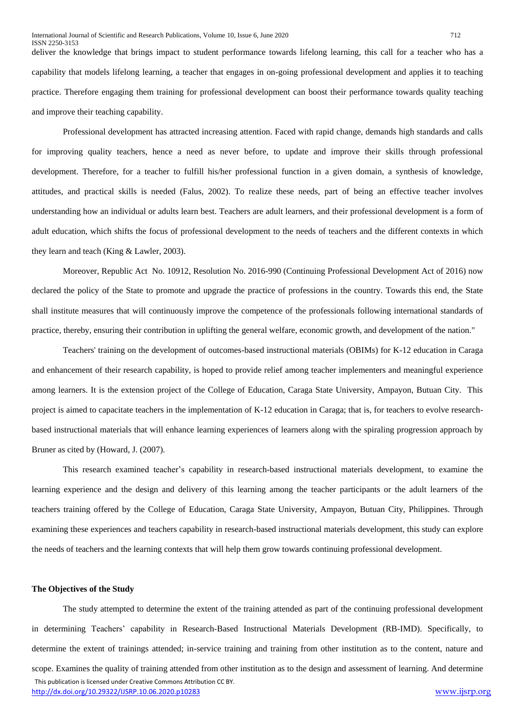deliver the knowledge that brings impact to student performance towards lifelong learning, this call for a teacher who has a capability that models lifelong learning, a teacher that engages in on-going professional development and applies it to teaching practice. Therefore engaging them training for professional development can boost their performance towards quality teaching and improve their teaching capability.

Professional development has attracted increasing attention. Faced with rapid change, demands high standards and calls for improving quality teachers, hence a need as never before, to update and improve their skills through professional development. Therefore, for a teacher to fulfill his/her professional function in a given domain, a synthesis of knowledge, attitudes, and practical skills is needed (Falus, 2002). To realize these needs, part of being an effective teacher involves understanding how an individual or adults learn best. Teachers are adult learners, and their professional development is a form of adult education, which shifts the focus of professional development to the needs of teachers and the different contexts in which they learn and teach (King & Lawler, 2003).

Moreover, Republic Act No. 10912, Resolution No. 2016-990 (Continuing Professional Development Act of 2016) now declared the policy of the State to promote and upgrade the practice of professions in the country. Towards this end, the State shall institute measures that will continuously improve the competence of the professionals following international standards of practice, thereby, ensuring their contribution in uplifting the general welfare, economic growth, and development of the nation."

Teachers' training on the development of outcomes-based instructional materials (OBIMs) for K-12 education in Caraga and enhancement of their research capability, is hoped to provide relief among teacher implementers and meaningful experience among learners. It is the extension project of the College of Education, Caraga State University, Ampayon, Butuan City. This project is aimed to capacitate teachers in the implementation of K-12 education in Caraga; that is, for teachers to evolve research-based instructional materials that will enhance learning experiences of learners along with the spiraling progression approach by Bruner as cited by (Howard, J. (2007).

This research examined teacher's capability in research-based instructional materials development, to examine the learning experience and the design and delivery of this learning among the teacher participants or the adult learners of the teachers training offered by the College of Education, Caraga State University, Ampayon, Butuan City, Philippines. Through examining these experiences and teachers capability in research-based instructional materials development, this study can explore the needs of teachers and the learning contexts that will help them grow towards continuing professional development.

**The Objectives of the Study**

The study attempted to determine the extent of the training attended as part of the continuing professional development in determining Teachers' capability in Research-Based Instructional Materials Development (RB-IMD). Specifically, to determine the extent of trainings attended; in-service training and training from other institution as to the content, nature and scope. Examines the quality of training attended from other institution as to the design and assessment of learning. And determine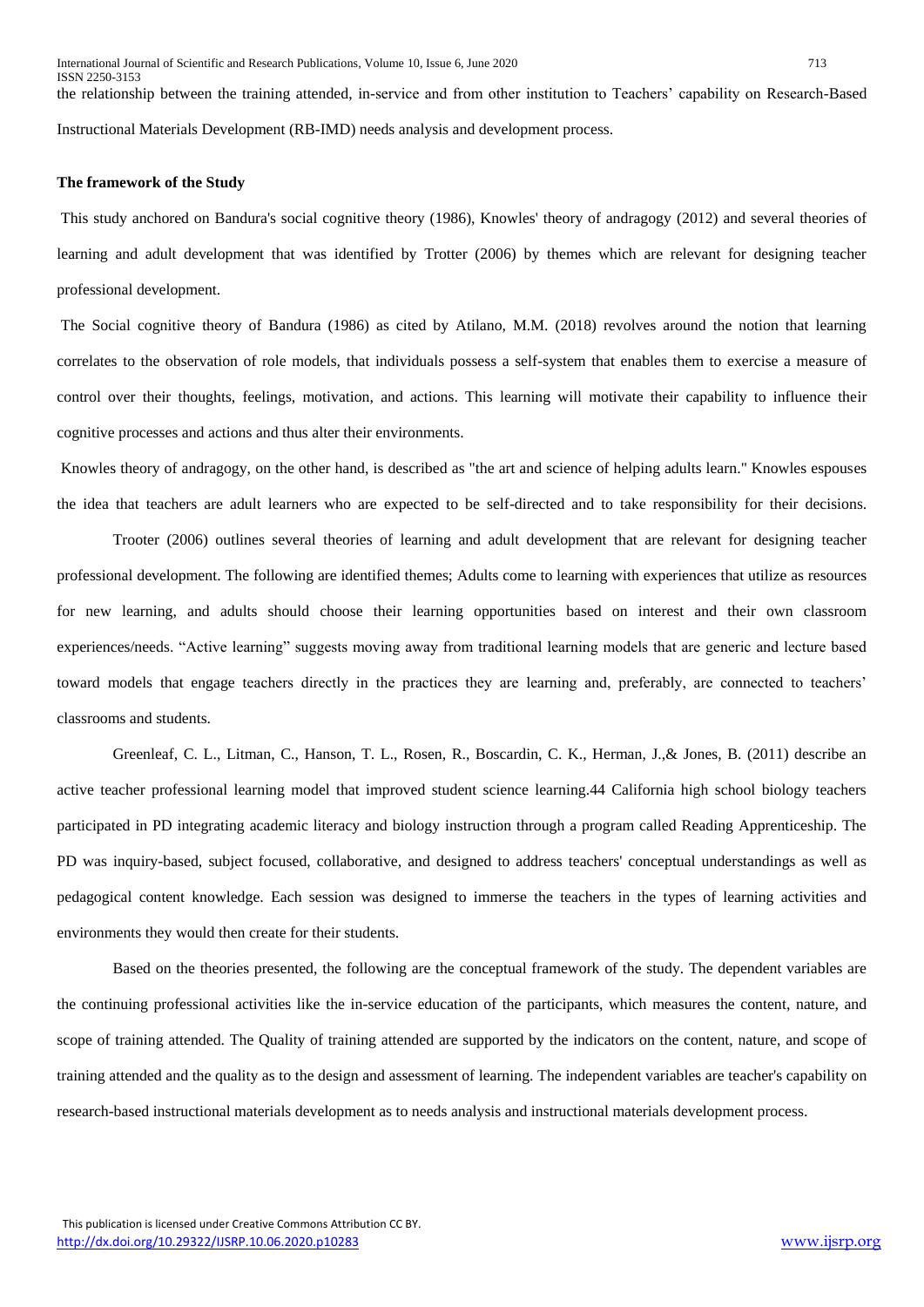the relationship between the training attended, in-service and from other institution to Teachers' capability on Research-Based Instructional Materials Development (RB-IMD) needs analysis and development process.

**The framework of the Study**

This study anchored on Bandura's social cognitive theory (1986), Knowles' theory of andragogy (2012) and several theories of learning and adult development that was identified by Trotter (2006) by themes which are relevant for designing teacher professional development.

The Social cognitive theory of Bandura (1986) as cited by Atilano, M.M. (2018) revolves around the notion that learning correlates to the observation of role models, that individuals possess a self-system that enables them to exercise a measure of control over their thoughts, feelings, motivation, and actions. This learning will motivate their capability to influence their cognitive processes and actions and thus alter their environments.

Knowles theory of andragogy, on the other hand, is described as "the art and science of helping adults learn." Knowles espouses the idea that teachers are adult learners who are expected to be self-directed and to take responsibility for their decisions.

Trooter (2006) outlines several theories of learning and adult development that are relevant for designing teacher professional development. The following are identified themes; Adults come to learning with experiences that utilize as resources for new learning, and adults should choose their learning opportunities based on interest and their own classroom experiences/needs. "Active learning" suggests moving away from traditional learning models that are generic and lecture based toward models that engage teachers directly in the practices they are learning and, preferably, are connected to teachers' classrooms and students.

Greenleaf, C. L., Litman, C., Hanson, T. L., Rosen, R., Boscardin, C. K., Herman, J.,& Jones, B. (2011) describe an active teacher professional learning model that improved student science learning.44 California high school biology teachers participated in PD integrating academic literacy and biology instruction through a program called Reading Apprenticeship. The PD was inquiry-based, subject focused, collaborative, and designed to address teachers' conceptual understandings as well as pedagogical content knowledge. Each session was designed to immerse the teachers in the types of learning activities and environments they would then create for their students.

Based on the theories presented, the following are the conceptual framework of the study. The dependent variables are the continuing professional activities like the in-service education of the participants, which measures the content, nature, and scope of training attended. The Quality of training attended are supported by the indicators on the content, nature, and scope of training attended and the quality as to the design and assessment of learning. The independent variables are teacher's capability on research-based instructional materials development as to needs analysis and instructional materials development process.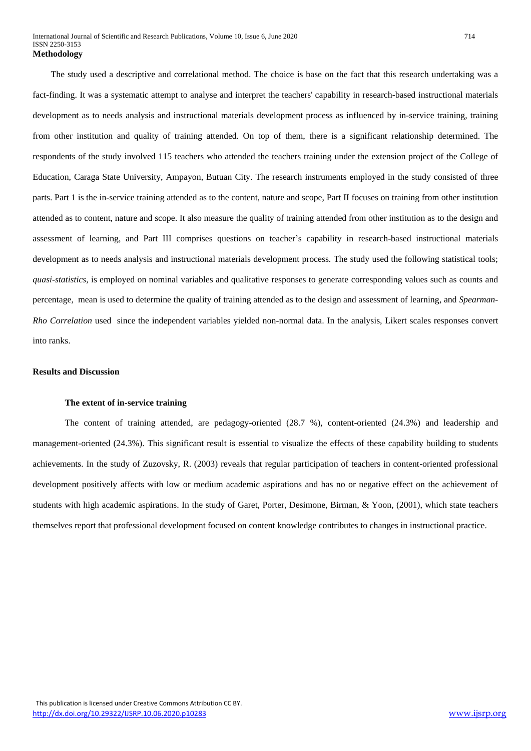**Methodology**

The study used a descriptive and correlational method. The choice is base on the fact that this research undertaking was a fact-finding. It was a systematic attempt to analyse and interpret the teachers' capability in research-based instructional materials development as to needs analysis and instructional materials development process as influenced by in-service training, training from other institution and quality of training attended. On top of them, there is a significant relationship determined. The respondents of the study involved 115 teachers who attended the teachers training under the extension project of the College of Education, Caraga State University, Ampayon, Butuan City. The research instruments employed in the study consisted of three parts. Part 1 is the in-service training attended as to the content, nature and scope, Part II focuses on training from other institution attended as to content, nature and scope. It also measure the quality of training attended from other institution as to the design and assessment of learning, and Part III comprises questions on teacher's capability in research-based instructional materials development as to needs analysis and instructional materials development process. The study used the following statistical tools; *quasi-statistics*, is employed on nominal variables and qualitative responses to generate corresponding values such as counts and percentage, mean is used to determine the quality of training attended as to the design and assessment of learning, and *Spearman-Rho Correlation* used since the independent variables yielded non-normal data. In the analysis, Likert scales responses convert into ranks.

**Results and Discussion**

**The extent of in-service training**

The content of training attended, are pedagogy-oriented (28.7 %), content-oriented (24.3%) and leadership and management-oriented (24.3%). This significant result is essential to visualize the effects of these capability building to students achievements. In the study of Zuzovsky, R. (2003) reveals that regular participation of teachers in content-oriented professional development positively affects with low or medium academic aspirations and has no or negative effect on the achievement of students with high academic aspirations. In the study of Garet, Porter, Desimone, Birman, & Yoon, (2001), which state teachers themselves report that professional development focused on content knowledge contributes to changes in instructional practice.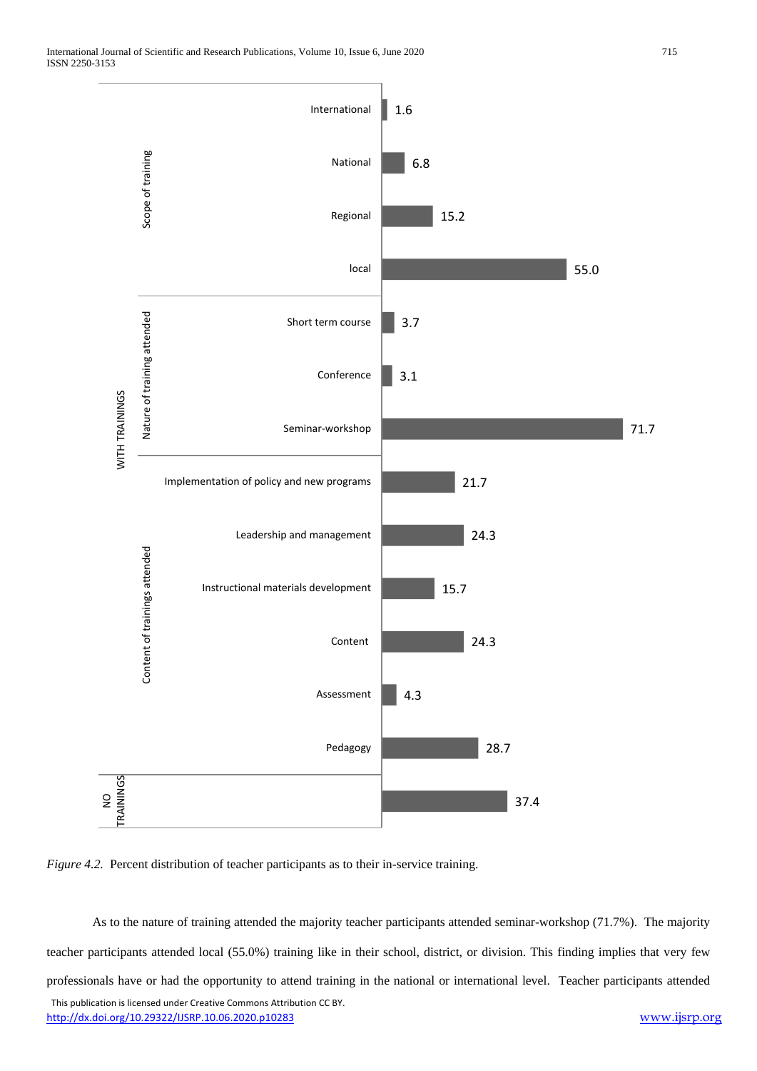| Category | Subcategory | Item | Percent |
|---|---|---|---|
| WITH TRAININGS | Scope of training | International | 1.6 |
| | | National | 6.8 |
| | | Regional | 15.2 |
| | | local | 55.0 |
| | Nature of training attended | Short term course | 3.7 |
| | | Conference | 3.1 |
| | | Seminar-workshop | 71.7 |
| | Content of trainings attended | Implementation of policy and new programs | 21.7 |
| | | Leadership and management | 24.3 |
| | | Instructional materials development | 15.7 |
| | | Content | 24.3 |
| | | Assessment | 4.3 |
| | | Pedagogy | 28.7 |
| NO TRAININGS | | | 37.4 |

*Figure 4.2.* Percent distribution of teacher participants as to their in-service training.

As to the nature of training attended the majority teacher participants attended seminar-workshop (71.7%). The majority teacher participants attended local (55.0%) training like in their school, district, or division. This finding implies that very few professionals have or had the opportunity to attend training in the national or international level. Teacher participants attended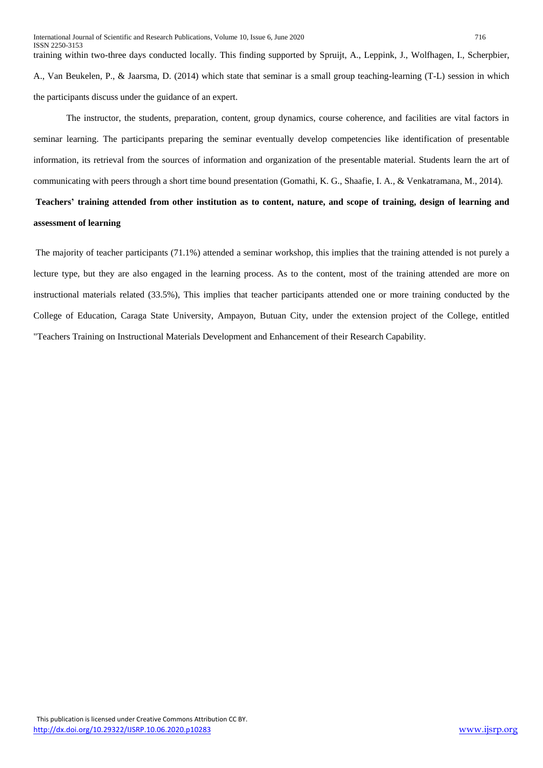training within two-three days conducted locally. This finding supported by Spruijt, A., Leppink, J., Wolfhagen, I., Scherpbier, A., Van Beukelen, P., & Jaarsma, D. (2014) which state that seminar is a small group teaching-learning (T-L) session in which the participants discuss under the guidance of an expert.

The instructor, the students, preparation, content, group dynamics, course coherence, and facilities are vital factors in seminar learning. The participants preparing the seminar eventually develop competencies like identification of presentable information, its retrieval from the sources of information and organization of the presentable material. Students learn the art of communicating with peers through a short time bound presentation (Gomathi, K. G., Shaafie, I. A., & Venkatramana, M., 2014).

**Teachers' training attended from other institution as to content, nature, and scope of training, design of learning and assessment of learning**

The majority of teacher participants (71.1%) attended a seminar workshop, this implies that the training attended is not purely a lecture type, but they are also engaged in the learning process. As to the content, most of the training attended are more on instructional materials related (33.5%), This implies that teacher participants attended one or more training conducted by the College of Education, Caraga State University, Ampayon, Butuan City, under the extension project of the College, entitled "Teachers Training on Instructional Materials Development and Enhancement of their Research Capability.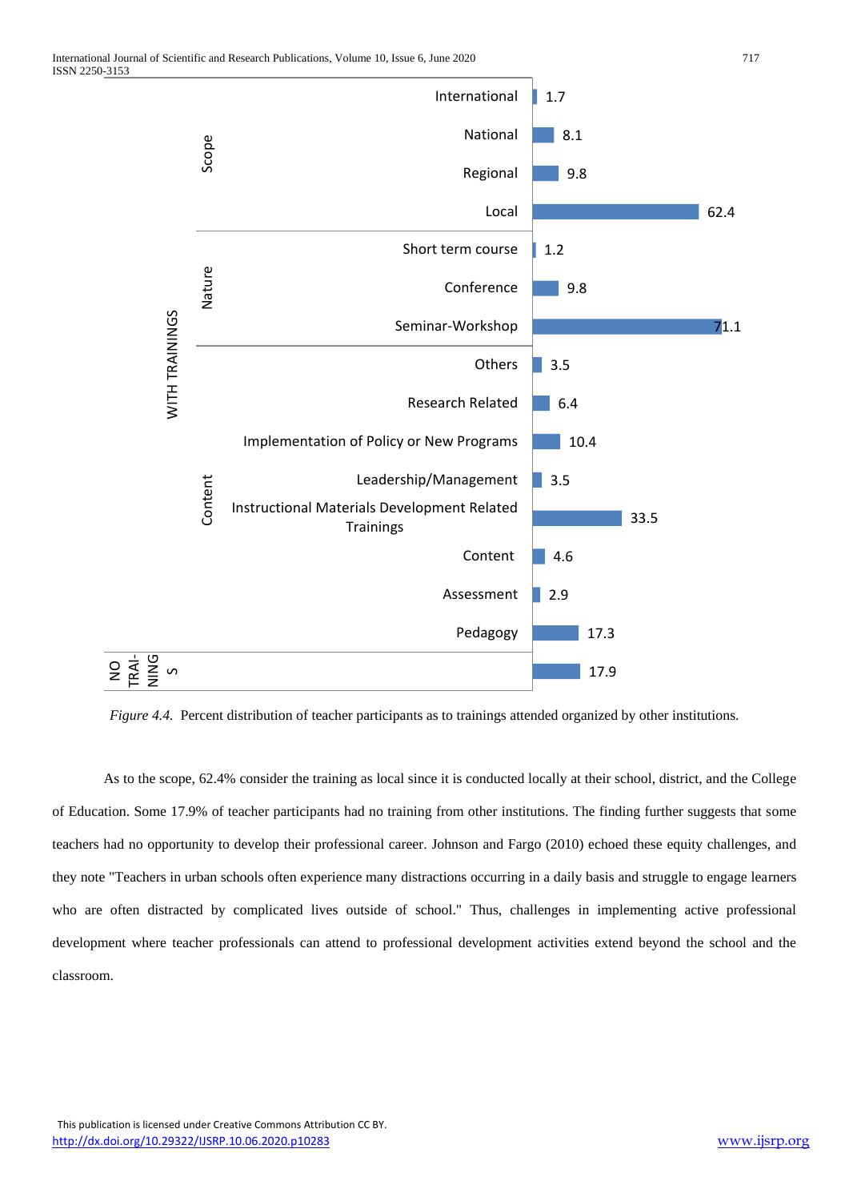| Category | Subcategory | Item | Percent |
|---|---|---|---|
| WITH TRAININGS | Scope | International | 1.7 |
| | | National | 8.1 |
| | | Regional | 9.8 |
| | | Local | 62.4 |
| | Nature | Short term course | 1.2 |
| | | Conference | 9.8 |
| | | Seminar-Workshop | 71.1 |
| | Content | Others | 3.5 |
| | | Research Related | 6.4 |
| | | Implementation of Policy or New Programs | 10.4 |
| | | Leadership/Management | 3.5 |
| | | Instructional Materials Development Related Trainings | 33.5 |
| | | Content | 4.6 |
| | | Assessment | 2.9 |
| | | Pedagogy | 17.3 |
| NO TRAININGS | | | 17.9 |

*Figure 4.4.* Percent distribution of teacher participants as to trainings attended organized by other institutions.

As to the scope, 62.4% consider the training as local since it is conducted locally at their school, district, and the College of Education. Some 17.9% of teacher participants had no training from other institutions. The finding further suggests that some teachers had no opportunity to develop their professional career. Johnson and Fargo (2010) echoed these equity challenges, and they note "Teachers in urban schools often experience many distractions occurring in a daily basis and struggle to engage learners who are often distracted by complicated lives outside of school." Thus, challenges in implementing active professional development where teacher professionals can attend to professional development activities extend beyond the school and the classroom.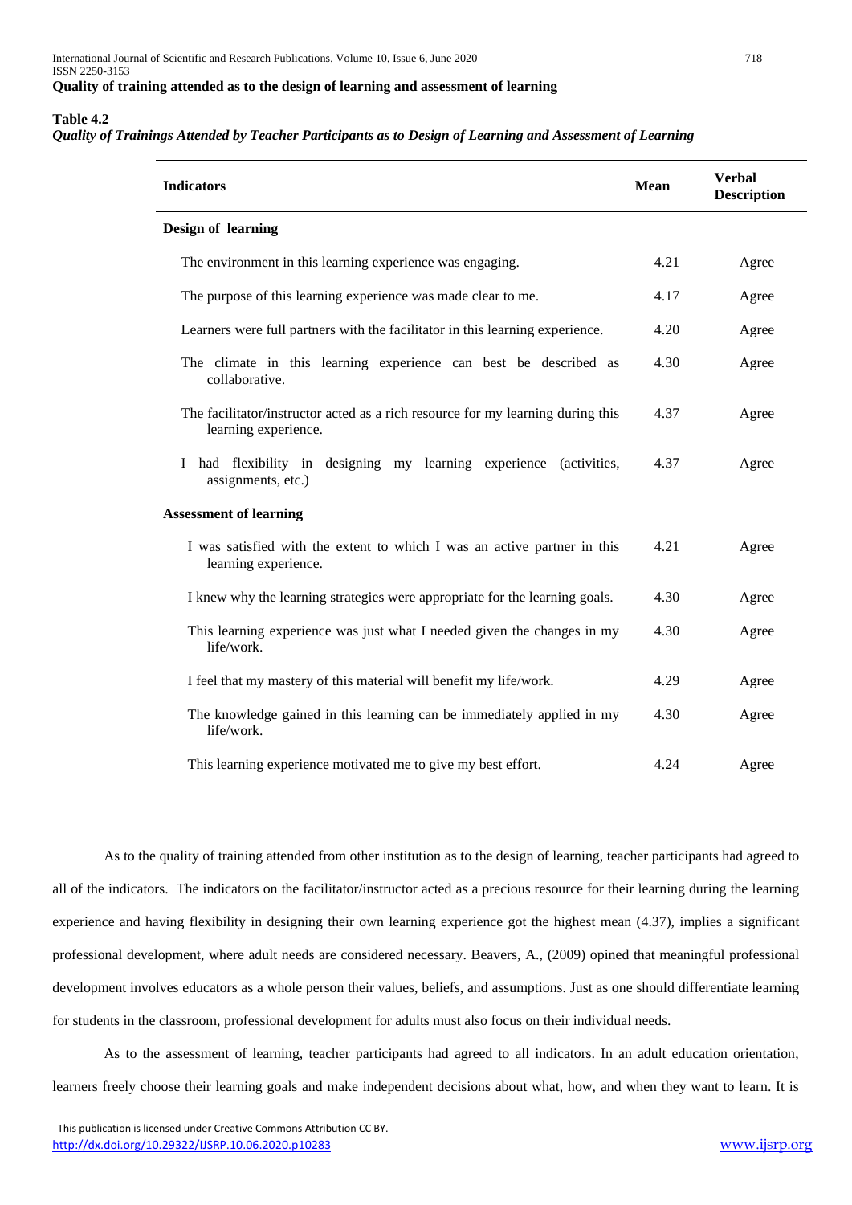**Quality of training attended as to the design of learning and assessment of learning**

**Table 4.2**
*Quality of Trainings Attended by Teacher Participants as to Design of Learning and Assessment of Learning*

| Indicators | Mean | Verbal Description |
|---|---|---|
| **Design of learning** | | |
| The environment in this learning experience was engaging. | 4.21 | Agree |
| The purpose of this learning experience was made clear to me. | 4.17 | Agree |
| Learners were full partners with the facilitator in this learning experience. | 4.20 | Agree |
| The climate in this learning experience can best be described as collaborative. | 4.30 | Agree |
| The facilitator/instructor acted as a rich resource for my learning during this learning experience. | 4.37 | Agree |
| I had flexibility in designing my learning experience (activities, assignments, etc.) | 4.37 | Agree |
| **Assessment of learning** | | |
| I was satisfied with the extent to which I was an active partner in this learning experience. | 4.21 | Agree |
| I knew why the learning strategies were appropriate for the learning goals. | 4.30 | Agree |
| This learning experience was just what I needed given the changes in my life/work. | 4.30 | Agree |
| I feel that my mastery of this material will benefit my life/work. | 4.29 | Agree |
| The knowledge gained in this learning can be immediately applied in my life/work. | 4.30 | Agree |
| This learning experience motivated me to give my best effort. | 4.24 | Agree |

As to the quality of training attended from other institution as to the design of learning, teacher participants had agreed to all of the indicators. The indicators on the facilitator/instructor acted as a precious resource for their learning during the learning experience and having flexibility in designing their own learning experience got the highest mean (4.37), implies a significant professional development, where adult needs are considered necessary. Beavers, A., (2009) opined that meaningful professional development involves educators as a whole person their values, beliefs, and assumptions. Just as one should differentiate learning for students in the classroom, professional development for adults must also focus on their individual needs.

As to the assessment of learning, teacher participants had agreed to all indicators. In an adult education orientation, learners freely choose their learning goals and make independent decisions about what, how, and when they want to learn. It is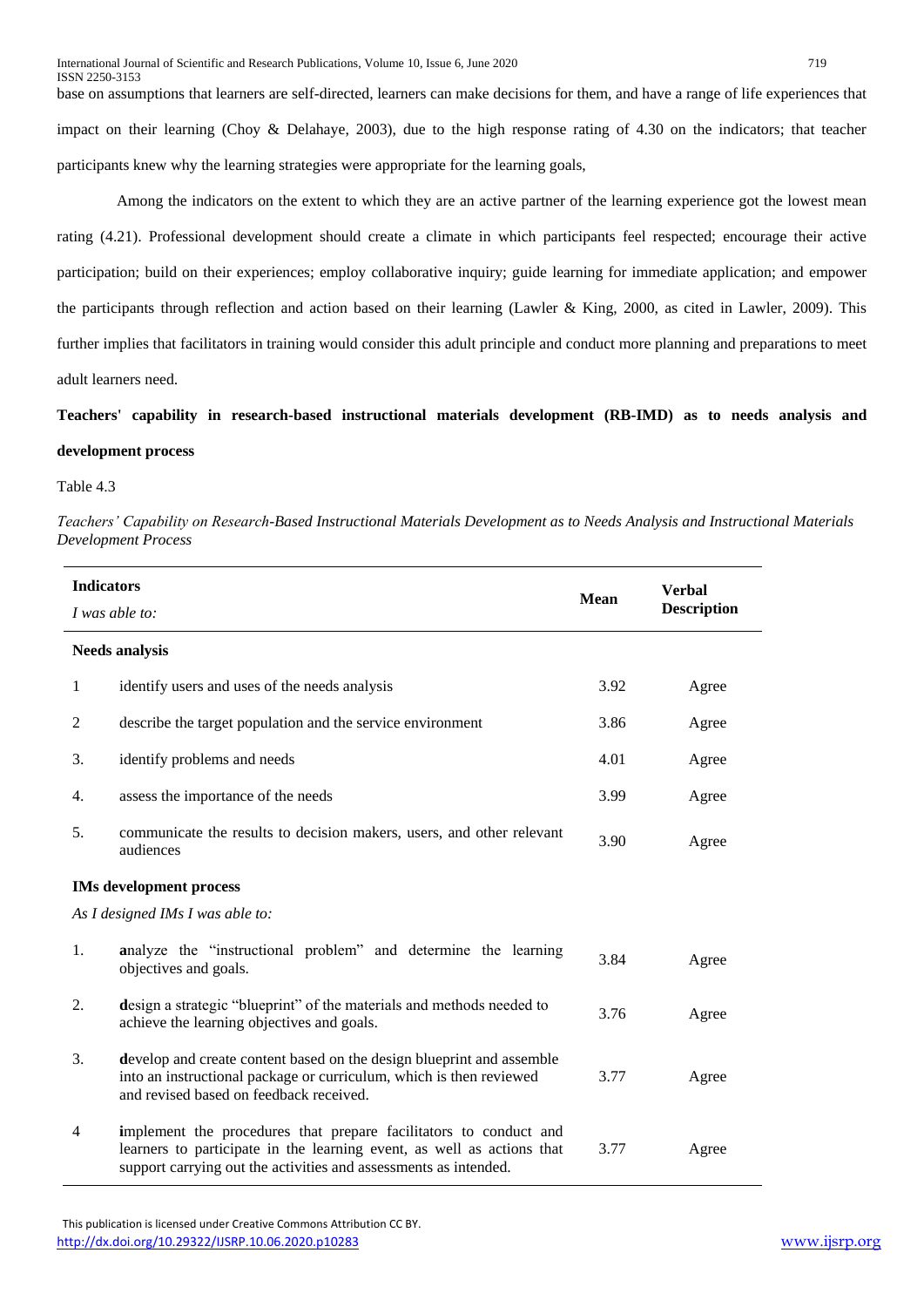base on assumptions that learners are self-directed, learners can make decisions for them, and have a range of life experiences that impact on their learning (Choy & Delahaye, 2003), due to the high response rating of 4.30 on the indicators; that teacher participants knew why the learning strategies were appropriate for the learning goals,

Among the indicators on the extent to which they are an active partner of the learning experience got the lowest mean rating (4.21). Professional development should create a climate in which participants feel respected; encourage their active participation; build on their experiences; employ collaborative inquiry; guide learning for immediate application; and empower the participants through reflection and action based on their learning (Lawler & King, 2000, as cited in Lawler, 2009). This further implies that facilitators in training would consider this adult principle and conduct more planning and preparations to meet adult learners need.

**Teachers' capability in research-based instructional materials development (RB-IMD) as to needs analysis and development process**

Table 4.3

*Teachers' Capability on Research-Based Instructional Materials Development as to Needs Analysis and Instructional Materials Development Process*

| | **Indicators** *I was able to:* | **Mean** | **Verbal Description** |
|---|---|---|---|
| | **Needs analysis** | | |
| 1 | identify users and uses of the needs analysis | 3.92 | Agree |
| 2 | describe the target population and the service environment | 3.86 | Agree |
| 3. | identify problems and needs | 4.01 | Agree |
| 4. | assess the importance of the needs | 3.99 | Agree |
| 5. | communicate the results to decision makers, users, and other relevant audiences | 3.90 | Agree |
| | **IMs development process** | | |
| | *As I designed IMs I was able to:* | | |
| 1. | **a**nalyze the "instructional problem" and determine the learning objectives and goals. | 3.84 | Agree |
| 2. | **d**esign a strategic "blueprint" of the materials and methods needed to achieve the learning objectives and goals. | 3.76 | Agree |
| 3. | **d**evelop and create content based on the design blueprint and assemble into an instructional package or curriculum, which is then reviewed and revised based on feedback received. | 3.77 | Agree |
| 4 | **i**mplement the procedures that prepare facilitators to conduct and learners to participate in the learning event, as well as actions that support carrying out the activities and assessments as intended. | 3.77 | Agree |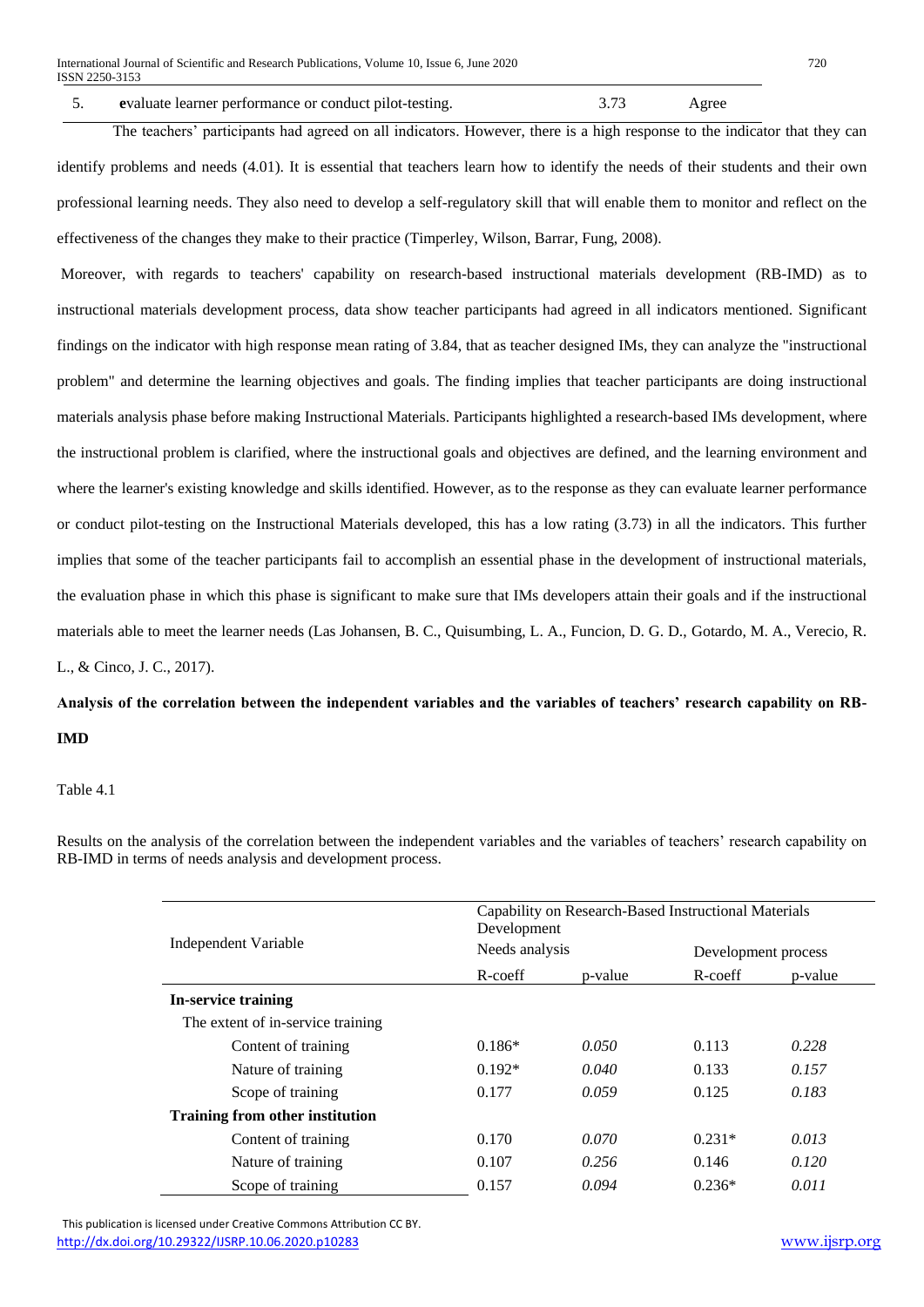| 5. | **e**valuate learner performance or conduct pilot-testing. | 3.73 | Agree |
|---|---|---|---|

The teachers' participants had agreed on all indicators. However, there is a high response to the indicator that they can identify problems and needs (4.01). It is essential that teachers learn how to identify the needs of their students and their own professional learning needs. They also need to develop a self-regulatory skill that will enable them to monitor and reflect on the effectiveness of the changes they make to their practice (Timperley, Wilson, Barrar, Fung, 2008).

Moreover, with regards to teachers' capability on research-based instructional materials development (RB-IMD) as to instructional materials development process, data show teacher participants had agreed in all indicators mentioned. Significant findings on the indicator with high response mean rating of 3.84, that as teacher designed IMs, they can analyze the "instructional problem" and determine the learning objectives and goals. The finding implies that teacher participants are doing instructional materials analysis phase before making Instructional Materials. Participants highlighted a research-based IMs development, where the instructional problem is clarified, where the instructional goals and objectives are defined, and the learning environment and where the learner's existing knowledge and skills identified. However, as to the response as they can evaluate learner performance or conduct pilot-testing on the Instructional Materials developed, this has a low rating (3.73) in all the indicators. This further implies that some of the teacher participants fail to accomplish an essential phase in the development of instructional materials, the evaluation phase in which this phase is significant to make sure that IMs developers attain their goals and if the instructional materials able to meet the learner needs (Las Johansen, B. C., Quisumbing, L. A., Funcion, D. G. D., Gotardo, M. A., Verecio, R. L., & Cinco, J. C., 2017).

**Analysis of the correlation between the independent variables and the variables of teachers' research capability on RB-IMD**

Table 4.1

Results on the analysis of the correlation between the independent variables and the variables of teachers' research capability on RB-IMD in terms of needs analysis and development process.

| Independent Variable | Capability on Research-Based Instructional Materials Development | | | |
|---|---|---|---|---|
| | Needs analysis | | Development process | |
| | R-coeff | p-value | R-coeff | p-value |
| **In-service training** | | | | |
| The extent of in-service training | | | | |
| Content of training | 0.186* | *0.050* | 0.113 | *0.228* |
| Nature of training | 0.192* | *0.040* | 0.133 | *0.157* |
| Scope of training | 0.177 | *0.059* | 0.125 | *0.183* |
| **Training from other institution** | | | | |
| Content of training | 0.170 | *0.070* | 0.231* | *0.013* |
| Nature of training | 0.107 | *0.256* | 0.146 | *0.120* |
| Scope of training | 0.157 | *0.094* | 0.236* | *0.011* |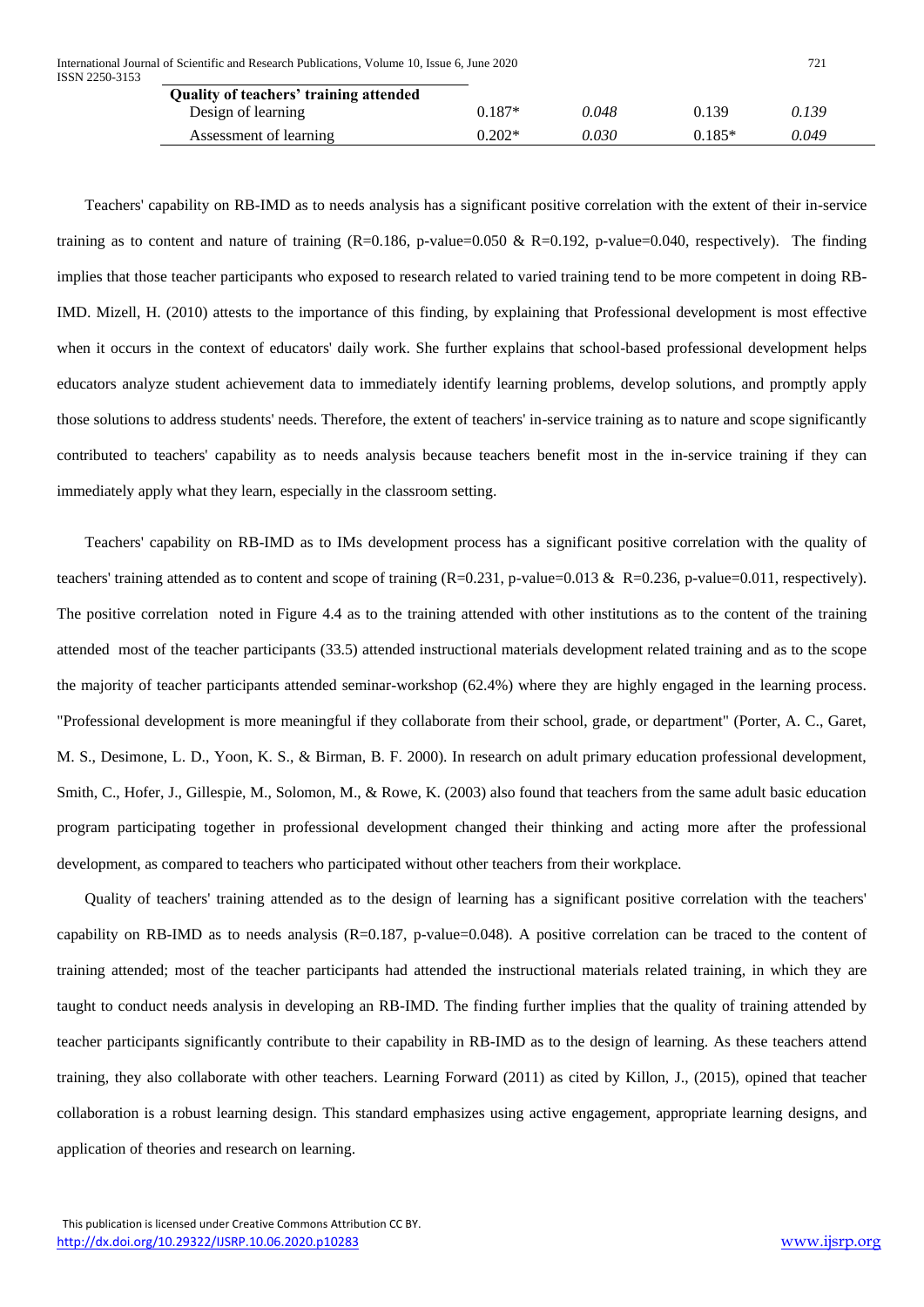| | | | | |
|---|---|---|---|---|
| **Quality of teachers' training attended** | | | | |
| Design of learning | 0.187* | *0.048* | 0.139 | *0.139* |
| Assessment of learning | 0.202* | *0.030* | 0.185* | *0.049* |

Teachers' capability on RB-IMD as to needs analysis has a significant positive correlation with the extent of their in-service training as to content and nature of training (R=0.186, p-value=0.050 & R=0.192, p-value=0.040, respectively). The finding implies that those teacher participants who exposed to research related to varied training tend to be more competent in doing RB-IMD. Mizell, H. (2010) attests to the importance of this finding, by explaining that Professional development is most effective when it occurs in the context of educators' daily work. She further explains that school-based professional development helps educators analyze student achievement data to immediately identify learning problems, develop solutions, and promptly apply those solutions to address students' needs. Therefore, the extent of teachers' in-service training as to nature and scope significantly contributed to teachers' capability as to needs analysis because teachers benefit most in the in-service training if they can immediately apply what they learn, especially in the classroom setting.

Teachers' capability on RB-IMD as to IMs development process has a significant positive correlation with the quality of teachers' training attended as to content and scope of training (R=0.231, p-value=0.013 & R=0.236, p-value=0.011, respectively). The positive correlation noted in Figure 4.4 as to the training attended with other institutions as to the content of the training attended most of the teacher participants (33.5) attended instructional materials development related training and as to the scope the majority of teacher participants attended seminar-workshop (62.4%) where they are highly engaged in the learning process. "Professional development is more meaningful if they collaborate from their school, grade, or department" (Porter, A. C., Garet, M. S., Desimone, L. D., Yoon, K. S., & Birman, B. F. 2000). In research on adult primary education professional development, Smith, C., Hofer, J., Gillespie, M., Solomon, M., & Rowe, K. (2003) also found that teachers from the same adult basic education program participating together in professional development changed their thinking and acting more after the professional development, as compared to teachers who participated without other teachers from their workplace.

Quality of teachers' training attended as to the design of learning has a significant positive correlation with the teachers' capability on RB-IMD as to needs analysis (R=0.187, p-value=0.048). A positive correlation can be traced to the content of training attended; most of the teacher participants had attended the instructional materials related training, in which they are taught to conduct needs analysis in developing an RB-IMD. The finding further implies that the quality of training attended by teacher participants significantly contribute to their capability in RB-IMD as to the design of learning. As these teachers attend training, they also collaborate with other teachers. Learning Forward (2011) as cited by Killon, J., (2015), opined that teacher collaboration is a robust learning design. This standard emphasizes using active engagement, appropriate learning designs, and application of theories and research on learning.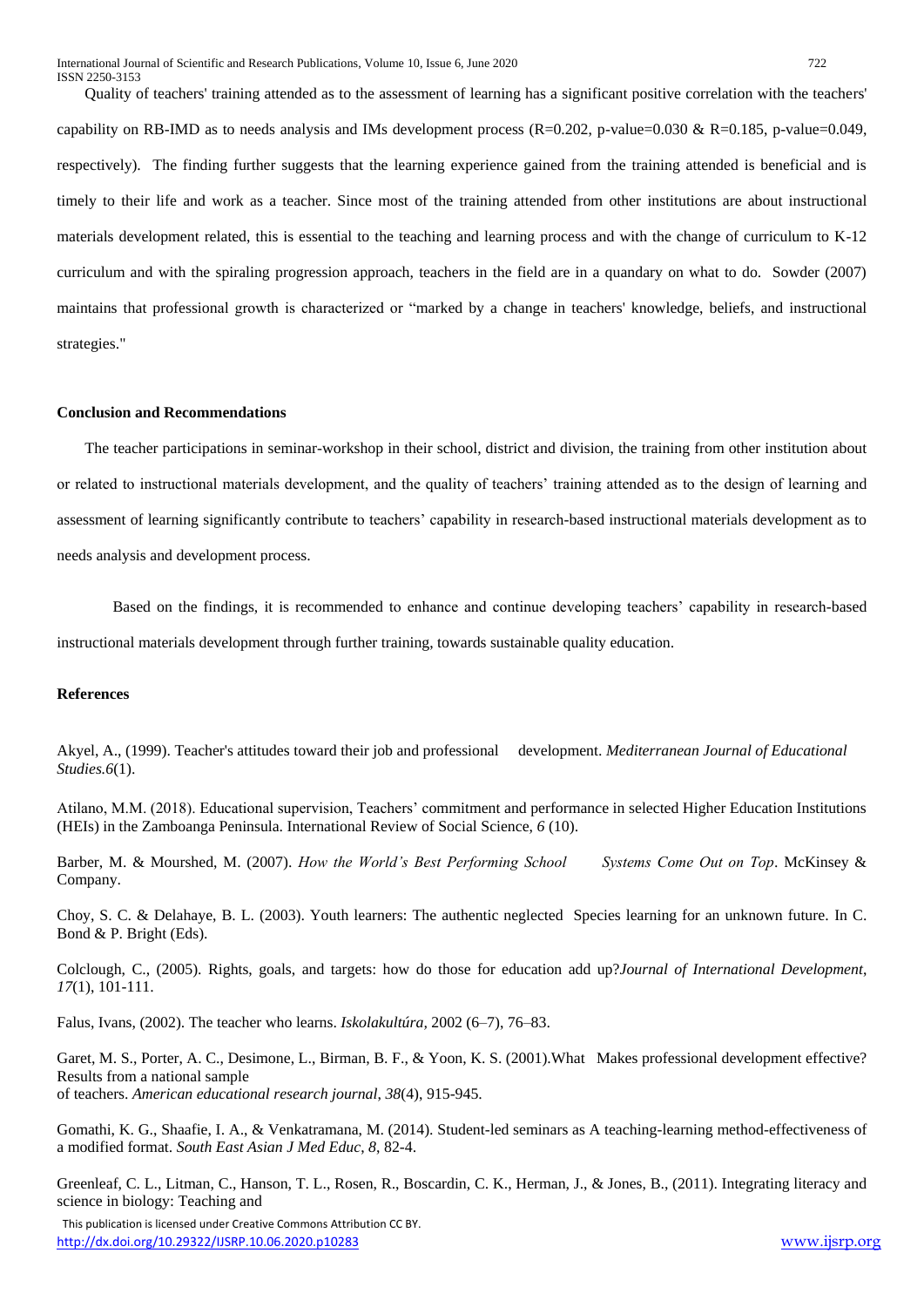Quality of teachers' training attended as to the assessment of learning has a significant positive correlation with the teachers' capability on RB-IMD as to needs analysis and IMs development process (R=0.202, p-value=0.030 & R=0.185, p-value=0.049, respectively). The finding further suggests that the learning experience gained from the training attended is beneficial and is timely to their life and work as a teacher. Since most of the training attended from other institutions are about instructional materials development related, this is essential to the teaching and learning process and with the change of curriculum to K-12 curriculum and with the spiraling progression approach, teachers in the field are in a quandary on what to do. Sowder (2007) maintains that professional growth is characterized or "marked by a change in teachers' knowledge, beliefs, and instructional strategies."

### Conclusion and Recommendations

The teacher participations in seminar-workshop in their school, district and division, the training from other institution about or related to instructional materials development, and the quality of teachers' training attended as to the design of learning and assessment of learning significantly contribute to teachers' capability in research-based instructional materials development as to needs analysis and development process.

Based on the findings, it is recommended to enhance and continue developing teachers' capability in research-based instructional materials development through further training, towards sustainable quality education.

### References

Akyel, A., (1999). Teacher's attitudes toward their job and professional development. *Mediterranean Journal of Educational Studies.6*(1).

Atilano, M.M. (2018). Educational supervision, Teachers' commitment and performance in selected Higher Education Institutions (HEIs) in the Zamboanga Peninsula. International Review of Social Science, *6* (10).

Barber, M. & Mourshed, M. (2007). *How the World's Best Performing School Systems Come Out on Top*. McKinsey & Company.

Choy, S. C. & Delahaye, B. L. (2003). Youth learners: The authentic neglected Species learning for an unknown future. In C. Bond & P. Bright (Eds).

Colclough, C., (2005). Rights, goals, and targets: how do those for education add up?*Journal of International Development*, *17*(1), 101-111.

Falus, Ivans, (2002). The teacher who learns. *Iskolakultúra*, 2002 (6–7), 76–83.

Garet, M. S., Porter, A. C., Desimone, L., Birman, B. F., & Yoon, K. S. (2001).What Makes professional development effective? Results from a national sample of teachers. *American educational research journal*, *38*(4), 915-945.

Gomathi, K. G., Shaafie, I. A., & Venkatramana, M. (2014). Student-led seminars as A teaching-learning method-effectiveness of a modified format. *South East Asian J Med Educ*, *8*, 82-4.

Greenleaf, C. L., Litman, C., Hanson, T. L., Rosen, R., Boscardin, C. K., Herman, J., & Jones, B., (2011). Integrating literacy and science in biology: Teaching and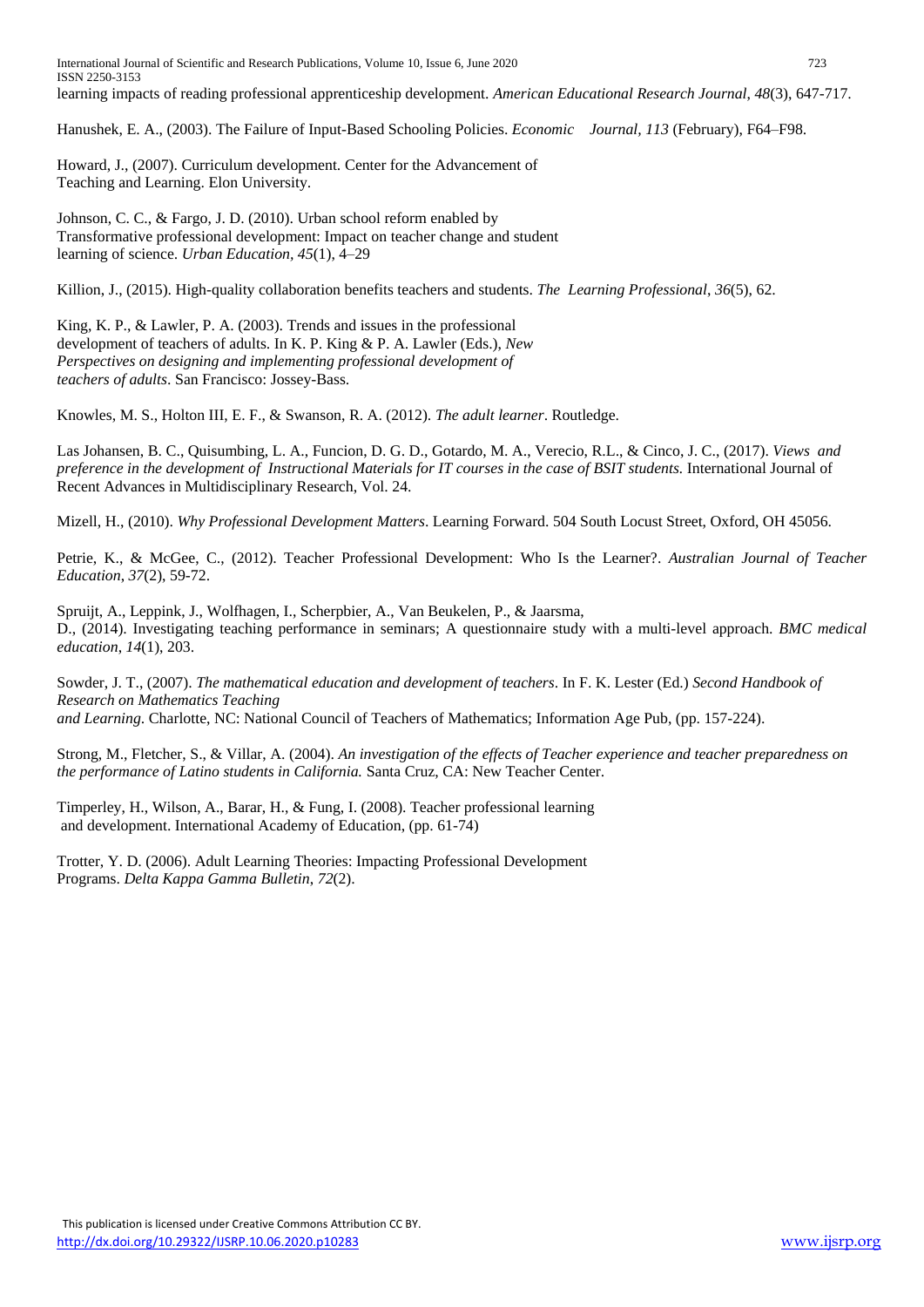learning impacts of reading professional apprenticeship development. *American Educational Research Journal*, *48*(3), 647-717.

Hanushek, E. A., (2003). The Failure of Input-Based Schooling Policies. *Economic Journal, 113* (February), F64–F98.

Howard, J., (2007). Curriculum development. Center for the Advancement of Teaching and Learning. Elon University.

Johnson, C. C., & Fargo, J. D. (2010). Urban school reform enabled by Transformative professional development: Impact on teacher change and student learning of science. *Urban Education, 45*(1), 4–29

Killion, J., (2015). High-quality collaboration benefits teachers and students. *The Learning Professional*, *36*(5), 62.

King, K. P., & Lawler, P. A. (2003). Trends and issues in the professional development of teachers of adults. In K. P. King & P. A. Lawler (Eds.), *New Perspectives on designing and implementing professional development of teachers of adults*. San Francisco: Jossey-Bass.

Knowles, M. S., Holton III, E. F., & Swanson, R. A. (2012). *The adult learner*. Routledge.

Las Johansen, B. C., Quisumbing, L. A., Funcion, D. G. D., Gotardo, M. A., Verecio, R.L., & Cinco, J. C., (2017). *Views and preference in the development of Instructional Materials for IT courses in the case of BSIT students.* International Journal of Recent Advances in Multidisciplinary Research, Vol. 24.

Mizell, H., (2010). *Why Professional Development Matters*. Learning Forward. 504 South Locust Street, Oxford, OH 45056.

Petrie, K., & McGee, C., (2012). Teacher Professional Development: Who Is the Learner?. *Australian Journal of Teacher Education*, *37*(2), 59-72.

Spruijt, A., Leppink, J., Wolfhagen, I., Scherpbier, A., Van Beukelen, P., & Jaarsma, D., (2014). Investigating teaching performance in seminars; A questionnaire study with a multi-level approach. *BMC medical education*, *14*(1), 203.

Sowder, J. T., (2007). *The mathematical education and development of teachers*. In F. K. Lester (Ed.) *Second Handbook of Research on Mathematics Teaching and Learning*. Charlotte, NC: National Council of Teachers of Mathematics; Information Age Pub, (pp. 157-224).

Strong, M., Fletcher, S., & Villar, A. (2004). *An investigation of the effects of Teacher experience and teacher preparedness on the performance of Latino students in California.* Santa Cruz, CA: New Teacher Center.

Timperley, H., Wilson, A., Barar, H., & Fung, I. (2008). Teacher professional learning and development. International Academy of Education, (pp. 61-74)

Trotter, Y. D. (2006). Adult Learning Theories: Impacting Professional Development Programs. *Delta Kappa Gamma Bulletin*, *72*(2).